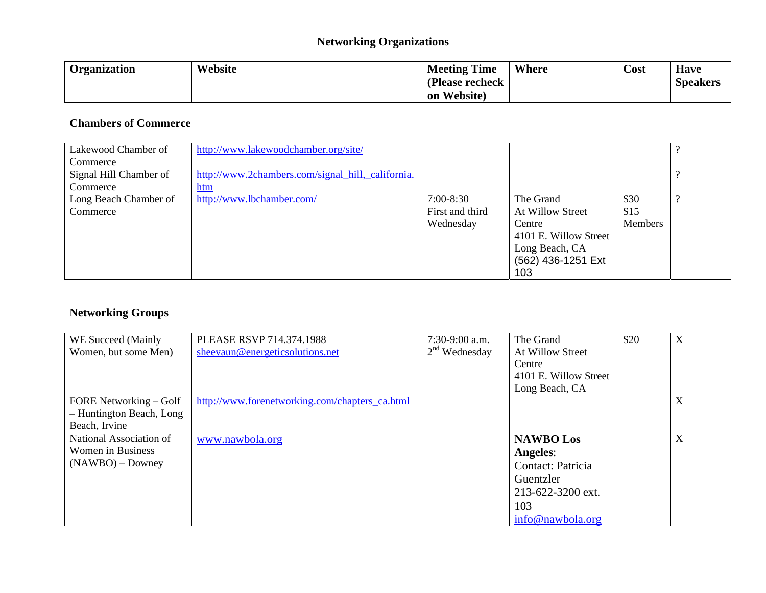# Networking Organizations

| Organization | Website | Meeting Time (Please recheck on Website) | Where | Cost | Have Speakers |
|---|---|---|---|---|---|
| **Chambers of Commerce** | | | | | |
| Lakewood Chamber of Commerce | http://www.lakewoodchamber.org/site/ | | | | ? |
| Signal Hill Chamber of Commerce | http://www.2chambers.com/signal_hill,_california.htm | | | | ? |
| Long Beach Chamber of Commerce | http://www.lbchamber.com/ | 7:00-8:30 First and third Wednesday | The Grand At Willow Street Centre 4101 E. Willow Street Long Beach, CA (562) 436-1251 Ext 103 | $30 $15 Members | ? |
| **Networking Groups** | | | | | |
| WE Succeed (Mainly Women, but some Men) | PLEASE RSVP 714.374.1988 sheevaun@energeticsolutions.net | 7:30-9:00 a.m. 2nd Wednesday | The Grand At Willow Street Centre 4101 E. Willow Street Long Beach, CA | $20 | X |
| FORE Networking – Golf – Huntington Beach, Long Beach, Irvine | http://www.forenetworking.com/chapters_ca.html | | | | X |
| National Association of Women in Business (NAWBO) – Downey | www.nawbola.org | | **NAWBO Los Angeles**: Contact: Patricia Guentzler 213-622-3200 ext. 103 info@nawbola.org | | X |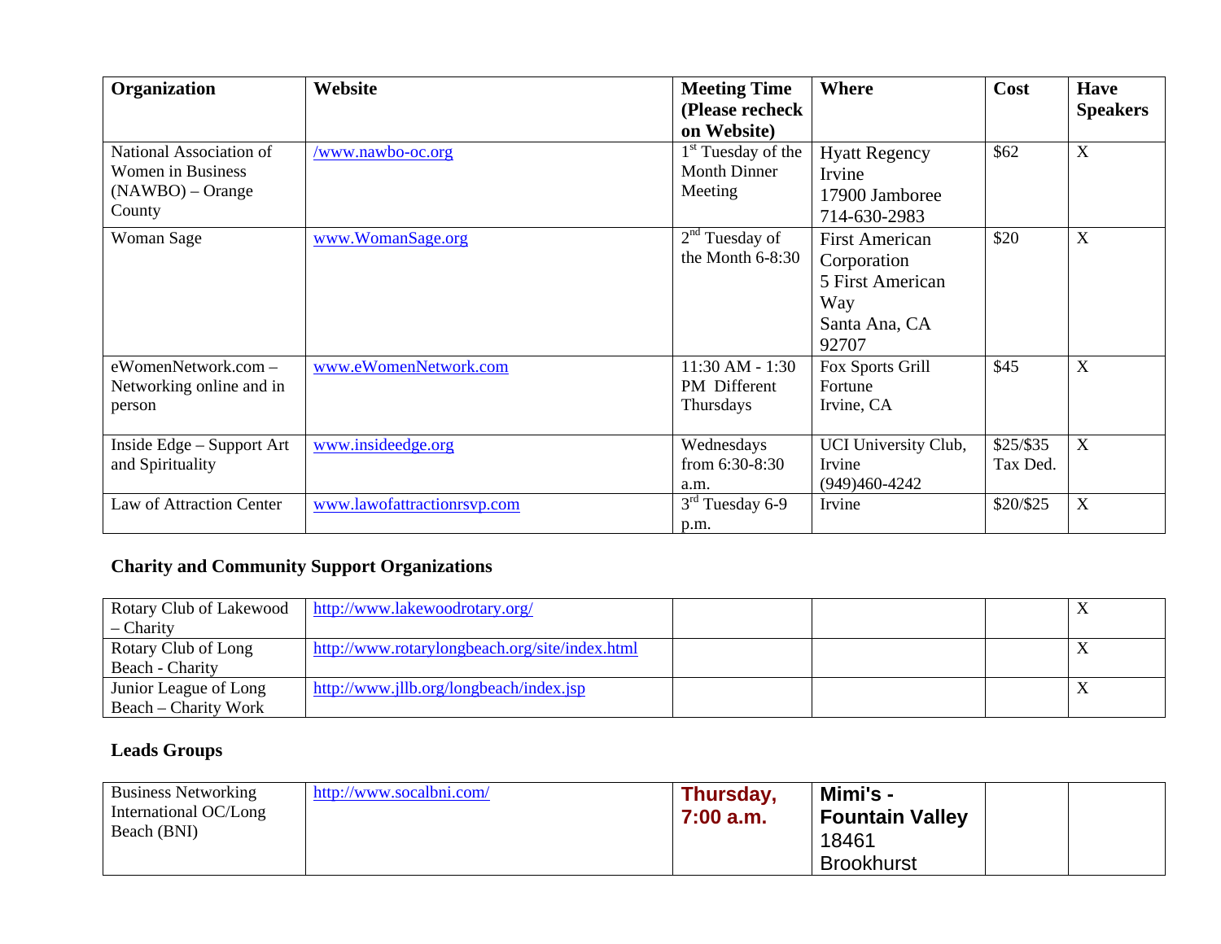| Organization | Website | Meeting Time (Please recheck on Website) | Where | Cost | Have Speakers |
|---|---|---|---|---|---|
| National Association of Women in Business (NAWBO) – Orange County | /www.nawbo-oc.org | 1st Tuesday of the Month Dinner Meeting | Hyatt Regency Irvine 17900 Jamboree 714-630-2983 | $62 | X |
| Woman Sage | www.WomanSage.org | 2nd Tuesday of the Month 6-8:30 | First American Corporation 5 First American Way Santa Ana, CA 92707 | $20 | X |
| eWomenNetwork.com – Networking online and in person | www.eWomenNetwork.com | 11:30 AM - 1:30 PM Different Thursdays | Fox Sports Grill Fortune Irvine, CA | $45 | X |
| Inside Edge – Support Art and Spirituality | www.insideedge.org | Wednesdays from 6:30-8:30 a.m. | UCI University Club, Irvine (949)460-4242 | $25/$35 Tax Ded. | X |
| Law of Attraction Center | www.lawofattractionrsvp.com | 3rd Tuesday 6-9 p.m. | Irvine | $20/$25 | X |

## Charity and Community Support Organizations

| Organization | Website | Meeting Time | Where | Cost | Have Speakers |
|---|---|---|---|---|---|
| Rotary Club of Lakewood – Charity | http://www.lakewoodrotary.org/ | | | | X |
| Rotary Club of Long Beach - Charity | http://www.rotarylongbeach.org/site/index.html | | | | X |
| Junior League of Long Beach – Charity Work | http://www.jllb.org/longbeach/index.jsp | | | | X |

## Leads Groups

| Organization | Website | Meeting Time | Where | Cost | Have Speakers |
|---|---|---|---|---|---|
| Business Networking International OC/Long Beach (BNI) | http://www.socalbni.com/ | **Thursday, 7:00 a.m.** | **Mimi's - Fountain Valley** 18461 Brookhurst | | |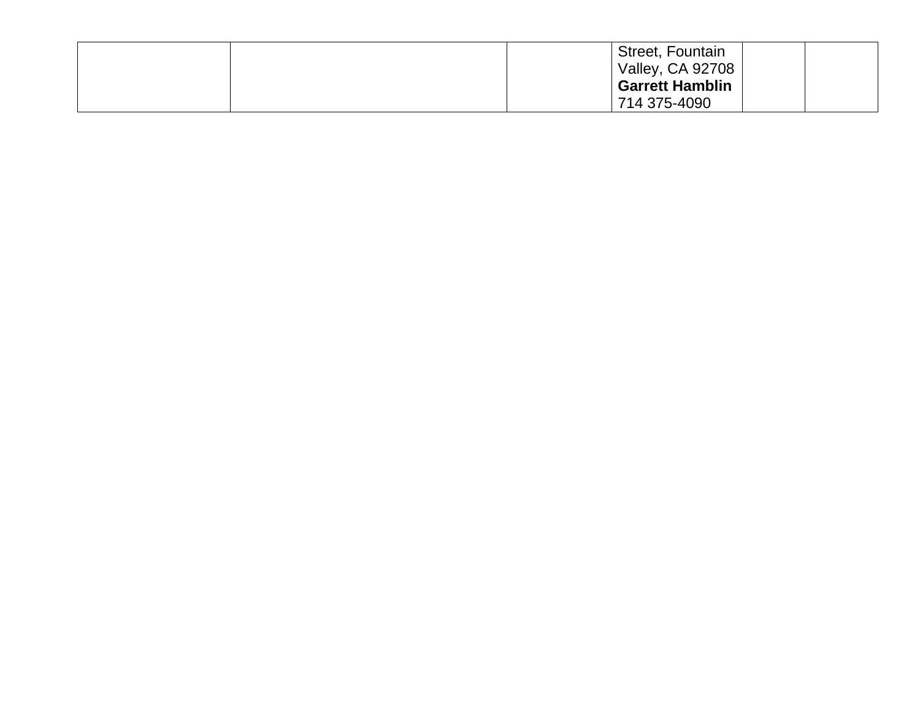| | | | | | |
|---|---|---|---|---|---|
| | | | Street, Fountain Valley, CA 92708 **Garrett Hamblin** 714 375-4090 | | |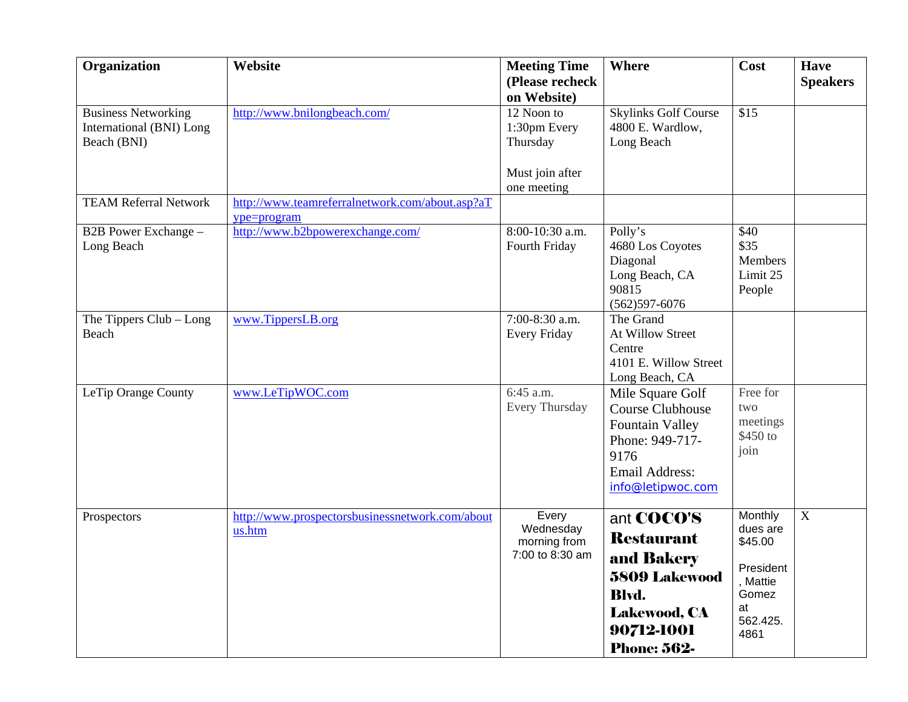| Organization | Website | Meeting Time (Please recheck on Website) | Where | Cost | Have Speakers |
|---|---|---|---|---|---|
| Business Networking International (BNI) Long Beach (BNI) | http://www.bnilongbeach.com/ | 12 Noon to 1:30pm Every Thursday<br><br>Must join after one meeting | Skylinks Golf Course 4800 E. Wardlow, Long Beach | $15 | |
| TEAM Referral Network | http://www.teamreferralnetwork.com/about.asp?aType=program | | | | |
| B2B Power Exchange – Long Beach | http://www.b2bpowerexchange.com/ | 8:00-10:30 a.m. Fourth Friday | Polly's<br>4680 Los Coyotes Diagonal<br>Long Beach, CA 90815<br>(562)597-6076 | $40<br>$35 Members<br>Limit 25 People | |
| The Tippers Club – Long Beach | www.TippersLB.org | 7:00-8:30 a.m. Every Friday | The Grand<br>At Willow Street Centre<br>4101 E. Willow Street<br>Long Beach, CA | | |
| LeTip Orange County | www.LeTipWOC.com | 6:45 a.m.<br>Every Thursday | Mile Square Golf Course Clubhouse<br>Fountain Valley<br>Phone: 949-717-9176<br>Email Address: info@letipwoc.com | Free for two meetings<br>$450 to join | |
| Prospectors | http://www.prospectorsbusinessnetwork.com/aboutus.htm | Every Wednesday morning from 7:00 to 8:30 am | ant **COCO'S Restaurant and Bakery 5809 Lakewood Blvd. Lakewood, CA 90712-1001 Phone: 562-** | Monthly dues are $45.00<br><br>President, Mattie Gomez at 562.425.4861 | X |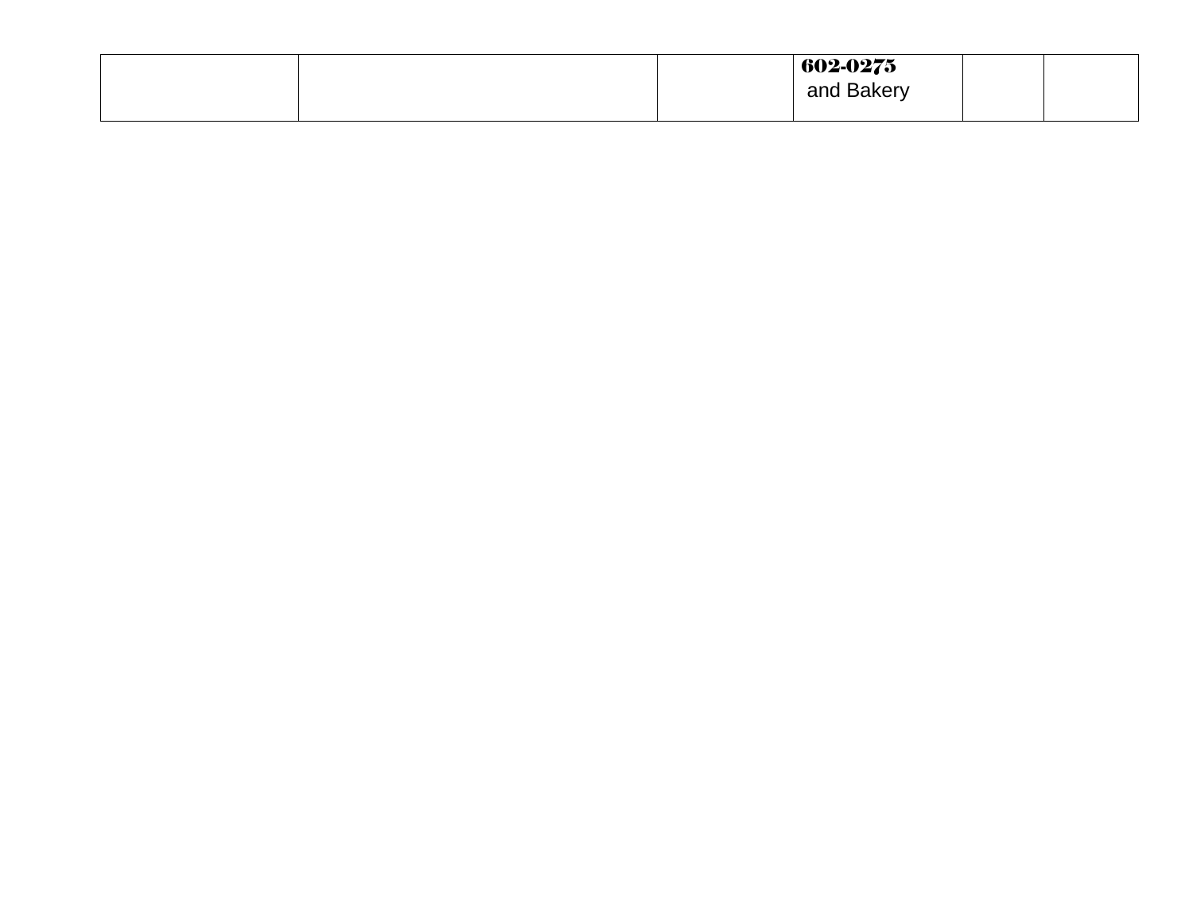| | | | | | |
|---|---|---|---|---|---|
| | | | **602-0275** and Bakery | | |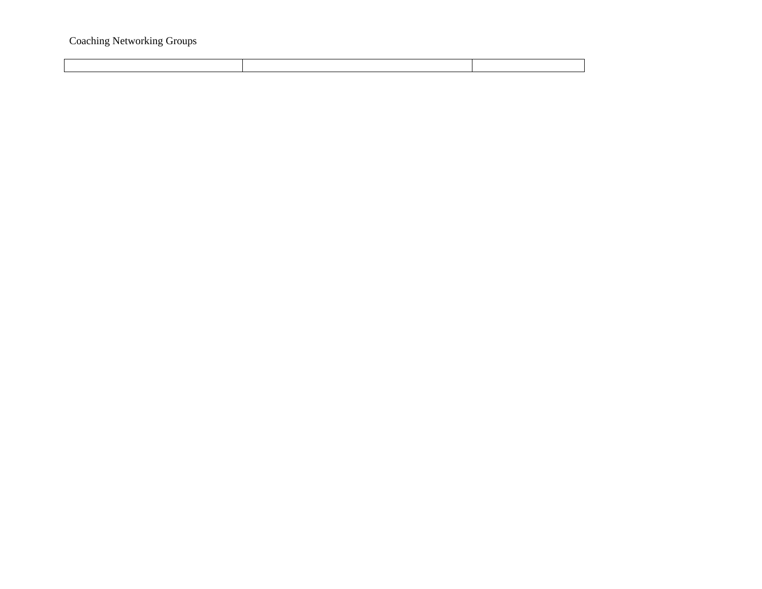Coaching Networking Groups

| | | |
|---|---|---|